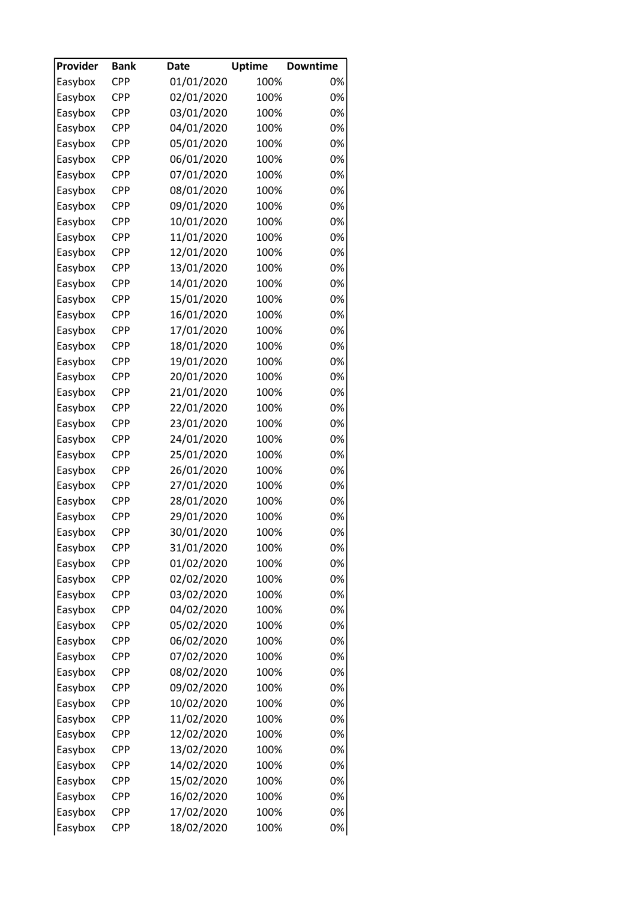| Provider | Bank | Date | Uptime | Downtime |
|---|---|---|---|---|
| Easybox | CPP | 01/01/2020 | 100% | 0% |
| Easybox | CPP | 02/01/2020 | 100% | 0% |
| Easybox | CPP | 03/01/2020 | 100% | 0% |
| Easybox | CPP | 04/01/2020 | 100% | 0% |
| Easybox | CPP | 05/01/2020 | 100% | 0% |
| Easybox | CPP | 06/01/2020 | 100% | 0% |
| Easybox | CPP | 07/01/2020 | 100% | 0% |
| Easybox | CPP | 08/01/2020 | 100% | 0% |
| Easybox | CPP | 09/01/2020 | 100% | 0% |
| Easybox | CPP | 10/01/2020 | 100% | 0% |
| Easybox | CPP | 11/01/2020 | 100% | 0% |
| Easybox | CPP | 12/01/2020 | 100% | 0% |
| Easybox | CPP | 13/01/2020 | 100% | 0% |
| Easybox | CPP | 14/01/2020 | 100% | 0% |
| Easybox | CPP | 15/01/2020 | 100% | 0% |
| Easybox | CPP | 16/01/2020 | 100% | 0% |
| Easybox | CPP | 17/01/2020 | 100% | 0% |
| Easybox | CPP | 18/01/2020 | 100% | 0% |
| Easybox | CPP | 19/01/2020 | 100% | 0% |
| Easybox | CPP | 20/01/2020 | 100% | 0% |
| Easybox | CPP | 21/01/2020 | 100% | 0% |
| Easybox | CPP | 22/01/2020 | 100% | 0% |
| Easybox | CPP | 23/01/2020 | 100% | 0% |
| Easybox | CPP | 24/01/2020 | 100% | 0% |
| Easybox | CPP | 25/01/2020 | 100% | 0% |
| Easybox | CPP | 26/01/2020 | 100% | 0% |
| Easybox | CPP | 27/01/2020 | 100% | 0% |
| Easybox | CPP | 28/01/2020 | 100% | 0% |
| Easybox | CPP | 29/01/2020 | 100% | 0% |
| Easybox | CPP | 30/01/2020 | 100% | 0% |
| Easybox | CPP | 31/01/2020 | 100% | 0% |
| Easybox | CPP | 01/02/2020 | 100% | 0% |
| Easybox | CPP | 02/02/2020 | 100% | 0% |
| Easybox | CPP | 03/02/2020 | 100% | 0% |
| Easybox | CPP | 04/02/2020 | 100% | 0% |
| Easybox | CPP | 05/02/2020 | 100% | 0% |
| Easybox | CPP | 06/02/2020 | 100% | 0% |
| Easybox | CPP | 07/02/2020 | 100% | 0% |
| Easybox | CPP | 08/02/2020 | 100% | 0% |
| Easybox | CPP | 09/02/2020 | 100% | 0% |
| Easybox | CPP | 10/02/2020 | 100% | 0% |
| Easybox | CPP | 11/02/2020 | 100% | 0% |
| Easybox | CPP | 12/02/2020 | 100% | 0% |
| Easybox | CPP | 13/02/2020 | 100% | 0% |
| Easybox | CPP | 14/02/2020 | 100% | 0% |
| Easybox | CPP | 15/02/2020 | 100% | 0% |
| Easybox | CPP | 16/02/2020 | 100% | 0% |
| Easybox | CPP | 17/02/2020 | 100% | 0% |
| Easybox | CPP | 18/02/2020 | 100% | 0% |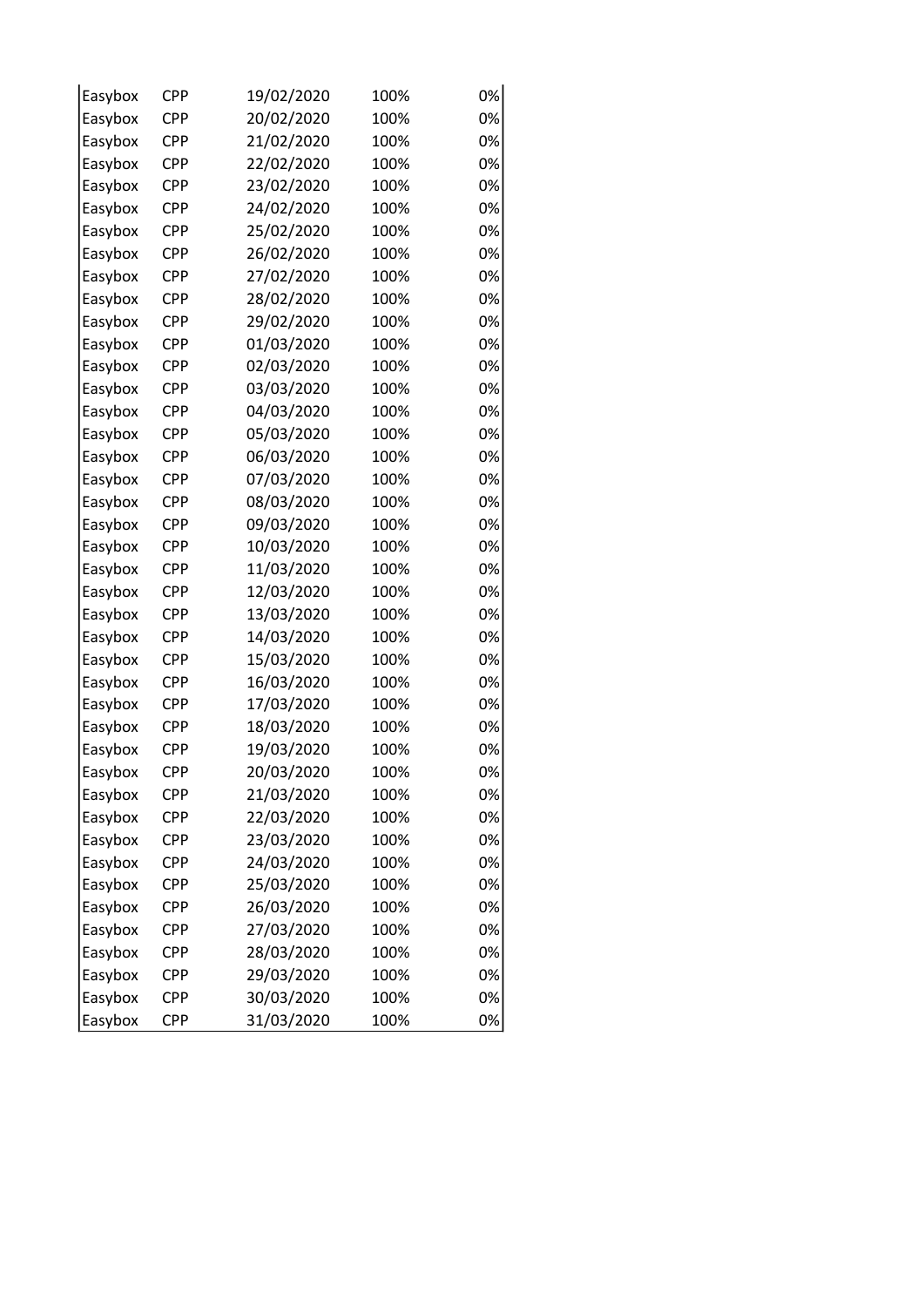| | | | | |
|---|---|---|---|---|
| Easybox | CPP | 19/02/2020 | 100% | 0% |
| Easybox | CPP | 20/02/2020 | 100% | 0% |
| Easybox | CPP | 21/02/2020 | 100% | 0% |
| Easybox | CPP | 22/02/2020 | 100% | 0% |
| Easybox | CPP | 23/02/2020 | 100% | 0% |
| Easybox | CPP | 24/02/2020 | 100% | 0% |
| Easybox | CPP | 25/02/2020 | 100% | 0% |
| Easybox | CPP | 26/02/2020 | 100% | 0% |
| Easybox | CPP | 27/02/2020 | 100% | 0% |
| Easybox | CPP | 28/02/2020 | 100% | 0% |
| Easybox | CPP | 29/02/2020 | 100% | 0% |
| Easybox | CPP | 01/03/2020 | 100% | 0% |
| Easybox | CPP | 02/03/2020 | 100% | 0% |
| Easybox | CPP | 03/03/2020 | 100% | 0% |
| Easybox | CPP | 04/03/2020 | 100% | 0% |
| Easybox | CPP | 05/03/2020 | 100% | 0% |
| Easybox | CPP | 06/03/2020 | 100% | 0% |
| Easybox | CPP | 07/03/2020 | 100% | 0% |
| Easybox | CPP | 08/03/2020 | 100% | 0% |
| Easybox | CPP | 09/03/2020 | 100% | 0% |
| Easybox | CPP | 10/03/2020 | 100% | 0% |
| Easybox | CPP | 11/03/2020 | 100% | 0% |
| Easybox | CPP | 12/03/2020 | 100% | 0% |
| Easybox | CPP | 13/03/2020 | 100% | 0% |
| Easybox | CPP | 14/03/2020 | 100% | 0% |
| Easybox | CPP | 15/03/2020 | 100% | 0% |
| Easybox | CPP | 16/03/2020 | 100% | 0% |
| Easybox | CPP | 17/03/2020 | 100% | 0% |
| Easybox | CPP | 18/03/2020 | 100% | 0% |
| Easybox | CPP | 19/03/2020 | 100% | 0% |
| Easybox | CPP | 20/03/2020 | 100% | 0% |
| Easybox | CPP | 21/03/2020 | 100% | 0% |
| Easybox | CPP | 22/03/2020 | 100% | 0% |
| Easybox | CPP | 23/03/2020 | 100% | 0% |
| Easybox | CPP | 24/03/2020 | 100% | 0% |
| Easybox | CPP | 25/03/2020 | 100% | 0% |
| Easybox | CPP | 26/03/2020 | 100% | 0% |
| Easybox | CPP | 27/03/2020 | 100% | 0% |
| Easybox | CPP | 28/03/2020 | 100% | 0% |
| Easybox | CPP | 29/03/2020 | 100% | 0% |
| Easybox | CPP | 30/03/2020 | 100% | 0% |
| Easybox | CPP | 31/03/2020 | 100% | 0% |